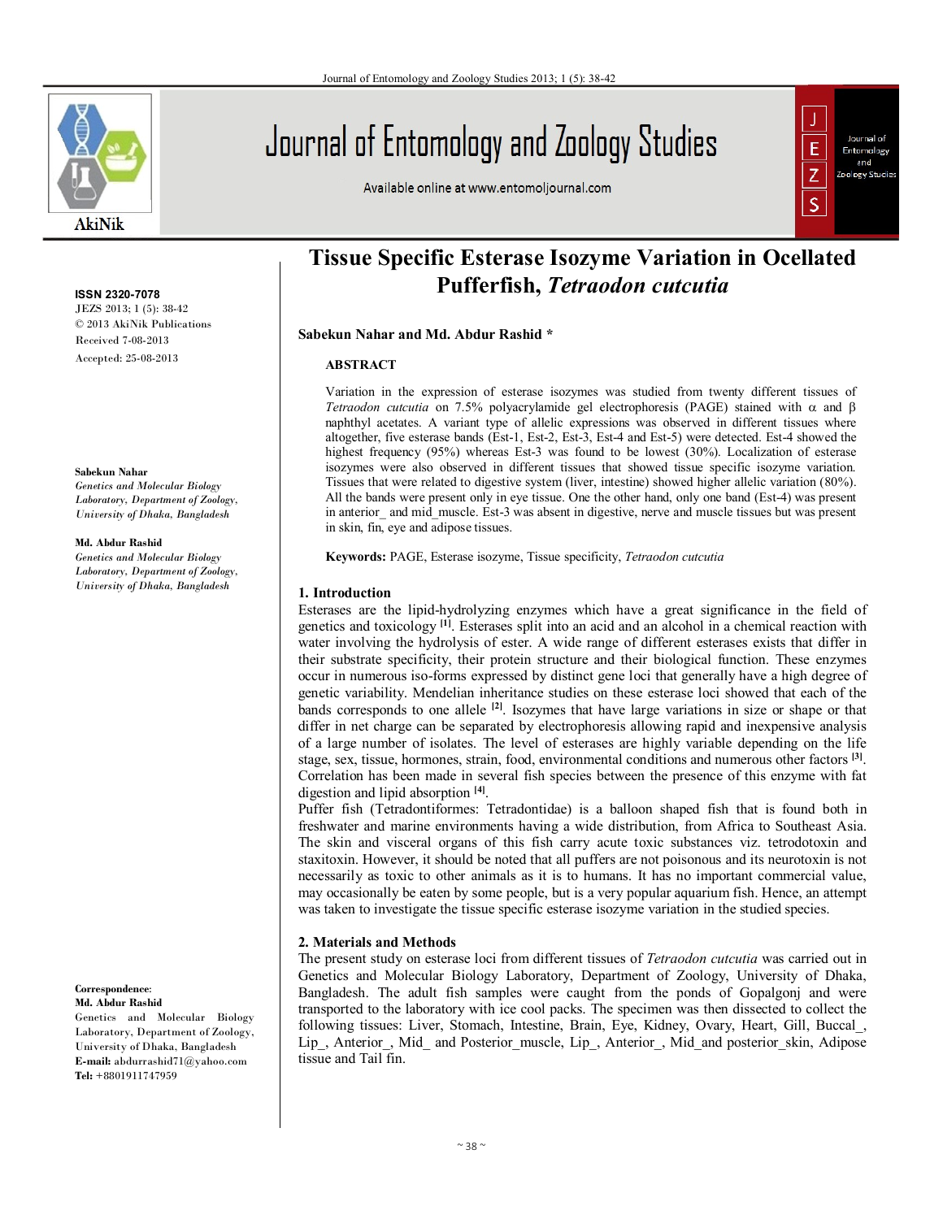ISSN 2320-7078
JEZS 2013; 1 (5): 38-42
© 2013 AkiNik Publications
Received 7-08-2013
Accepted: 25-08-2013

**Sabekun Nahar**
*Genetics and Molecular Biology Laboratory, Department of Zoology, University of Dhaka, Bangladesh*

**Md. Abdur Rashid**
*Genetics and Molecular Biology Laboratory, Department of Zoology, University of Dhaka, Bangladesh*

**Correspondence:**
**Md. Abdur Rashid**
Genetics and Molecular Biology Laboratory, Department of Zoology, University of Dhaka, Bangladesh
**E-mail:** abdurrashid71@yahoo.com
**Tel:** +8801911747959

# Tissue Specific Esterase Isozyme Variation in Ocellated Pufferfish, *Tetraodon cutcutia*

**Sabekun Nahar and Md. Abdur Rashid \***

## ABSTRACT

Variation in the expression of esterase isozymes was studied from twenty different tissues of *Tetraodon cutcutia* on 7.5% polyacrylamide gel electrophoresis (PAGE) stained with α and β naphthyl acetates. A variant type of allelic expressions was observed in different tissues where altogether, five esterase bands (Est-1, Est-2, Est-3, Est-4 and Est-5) were detected. Est-4 showed the highest frequency (95%) whereas Est-3 was found to be lowest (30%). Localization of esterase isozymes were also observed in different tissues that showed tissue specific isozyme variation. Tissues that were related to digestive system (liver, intestine) showed higher allelic variation (80%). All the bands were present only in eye tissue. One the other hand, only one band (Est-4) was present in anterior_ and mid_muscle. Est-3 was absent in digestive, nerve and muscle tissues but was present in skin, fin, eye and adipose tissues.

**Keywords:** PAGE, Esterase isozyme, Tissue specificity, *Tetraodon cutcutia*

## 1. Introduction

Esterases are the lipid-hydrolyzing enzymes which have a great significance in the field of genetics and toxicology [1]. Esterases split into an acid and an alcohol in a chemical reaction with water involving the hydrolysis of ester. A wide range of different esterases exists that differ in their substrate specificity, their protein structure and their biological function. These enzymes occur in numerous iso-forms expressed by distinct gene loci that generally have a high degree of genetic variability. Mendelian inheritance studies on these esterase loci showed that each of the bands corresponds to one allele [2]. Isozymes that have large variations in size or shape or that differ in net charge can be separated by electrophoresis allowing rapid and inexpensive analysis of a large number of isolates. The level of esterases are highly variable depending on the life stage, sex, tissue, hormones, strain, food, environmental conditions and numerous other factors [3]. Correlation has been made in several fish species between the presence of this enzyme with fat digestion and lipid absorption [4].

Puffer fish (Tetradontiformes: Tetradontidae) is a balloon shaped fish that is found both in freshwater and marine environments having a wide distribution, from Africa to Southeast Asia. The skin and visceral organs of this fish carry acute toxic substances viz. tetrodotoxin and staxitoxin. However, it should be noted that all puffers are not poisonous and its neurotoxin is not necessarily as toxic to other animals as it is to humans. It has no important commercial value, may occasionally be eaten by some people, but is a very popular aquarium fish. Hence, an attempt was taken to investigate the tissue specific esterase isozyme variation in the studied species.

## 2. Materials and Methods

The present study on esterase loci from different tissues of *Tetraodon cutcutia* was carried out in Genetics and Molecular Biology Laboratory, Department of Zoology, University of Dhaka, Bangladesh. The adult fish samples were caught from the ponds of Gopalgonj and were transported to the laboratory with ice cool packs. The specimen was then dissected to collect the following tissues: Liver, Stomach, Intestine, Brain, Eye, Kidney, Ovary, Heart, Gill, Buccal_, Lip_, Anterior_, Mid_ and Posterior_muscle, Lip_, Anterior_, Mid_and posterior_skin, Adipose tissue and Tail fin.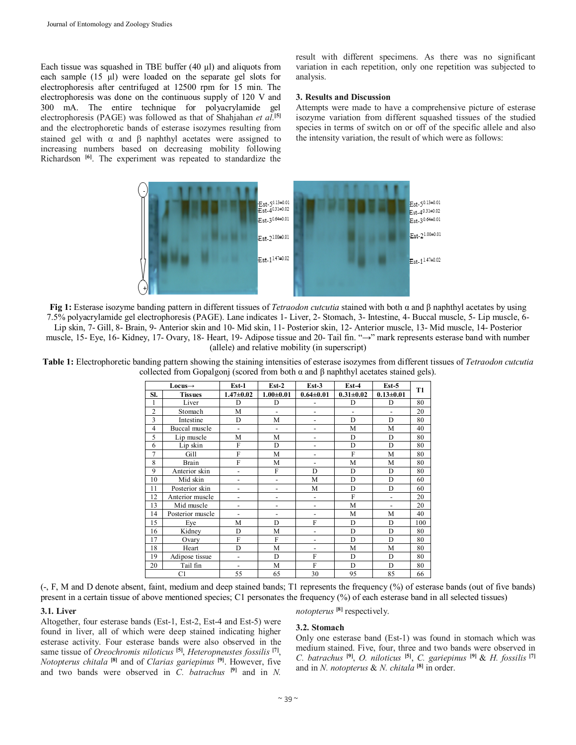Each tissue was squashed in TBE buffer (40 µl) and aliquots from each sample (15 µl) were loaded on the separate gel slots for electrophoresis after centrifuged at 12500 rpm for 15 min. The electrophoresis was done on the continuous supply of 120 V and 300 mA. The entire technique for polyacrylamide gel electrophoresis (PAGE) was followed as that of Shahjahan *et al.*[5] and the electrophoretic bands of esterase isozymes resulting from stained gel with α and β naphthyl acetates were assigned to increasing numbers based on decreasing mobility following Richardson [6]. The experiment was repeated to standardize the result with different specimens. As there was no significant variation in each repetition, only one repetition was subjected to analysis.

### 3. Results and Discussion

Attempts were made to have a comprehensive picture of esterase isozyme variation from different squashed tissues of the studied species in terms of switch on or off of the specific allele and also the intensity variation, the result of which were as follows:

**Fig 1:** Esterase isozyme banding pattern in different tissues of *Tetraodon cutcutia* stained with both α and β naphthyl acetates by using 7.5% polyacrylamide gel electrophoresis (PAGE). Lane indicates 1- Liver, 2- Stomach, 3- Intestine, 4- Buccal muscle, 5- Lip muscle, 6- Lip skin, 7- Gill, 8- Brain, 9- Anterior skin and 10- Mid skin, 11- Posterior skin, 12- Anterior muscle, 13- Mid muscle, 14- Posterior muscle, 15- Eye, 16- Kidney, 17- Ovary, 18- Heart, 19- Adipose tissue and 20- Tail fin. "→" mark represents esterase band with number (allele) and relative mobility (in superscript)

**Table 1:** Electrophoretic banding pattern showing the staining intensities of esterase isozymes from different tissues of *Tetraodon cutcutia* collected from Gopalgonj (scored from both α and β naphthyl acetates stained gels).

| Locus→ | | Est-1 | Est-2 | Est-3 | Est-4 | Est-5 | T1 |
|---|---|---|---|---|---|---|---|
| Sl. | Tissues | 1.47±0.02 | 1.00±0.01 | 0.64±0.01 | 0.31±0.02 | 0.13±0.01 | |
| 1 | Liver | D | D | - | D | D | 80 |
| 2 | Stomach | M | - | - | - | - | 20 |
| 3 | Intestine | D | M | - | D | D | 80 |
| 4 | Buccal muscle | - | - | - | M | M | 40 |
| 5 | Lip muscle | M | M | - | D | D | 80 |
| 6 | Lip skin | F | D | - | D | D | 80 |
| 7 | Gill | F | M | - | F | M | 80 |
| 8 | Brain | F | M | - | M | M | 80 |
| 9 | Anterior skin | - | F | D | D | D | 80 |
| 10 | Mid skin | - | - | M | D | D | 60 |
| 11 | Posterior skin | - | - | M | D | D | 60 |
| 12 | Anterior muscle | - | - | - | F | - | 20 |
| 13 | Mid muscle | - | - | - | M | - | 20 |
| 14 | Posterior muscle | - | - | - | M | M | 40 |
| 15 | Eye | M | D | F | D | D | 100 |
| 16 | Kidney | D | M | - | D | D | 80 |
| 17 | Ovary | F | F | - | D | D | 80 |
| 18 | Heart | D | M | - | M | M | 80 |
| 19 | Adipose tissue | - | D | F | D | D | 80 |
| 20 | Tail fin | - | M | F | D | D | 80 |
| C1 | | 55 | 65 | 30 | 95 | 85 | 66 |

(-, F, M and D denote absent, faint, medium and deep stained bands; T1 represents the frequency (%) of esterase bands (out of five bands) present in a certain tissue of above mentioned species; C1 personates the frequency (%) of each esterase band in all selected tissues)

#### 3.1. Liver

Altogether, four esterase bands (Est-1, Est-2, Est-4 and Est-5) were found in liver, all of which were deep stained indicating higher esterase activity. Four esterase bands were also observed in the same tissue of *Oreochromis niloticus* [5], *Heteropneustes fossilis* [7], *Notopterus chitala* [8] and of *Clarias gariepinus* [9]. However, five and two bands were observed in *C. batrachus* [9] and in *N. notopterus* [8] respectively.

#### 3.2. Stomach

Only one esterase band (Est-1) was found in stomach which was medium stained. Five, four, three and two bands were observed in *C. batrachus* [9], *O. niloticus* [5], *C. gariepinus* [9] & *H. fossilis* [7] and in *N. notopterus* & *N. chitala* [8] in order.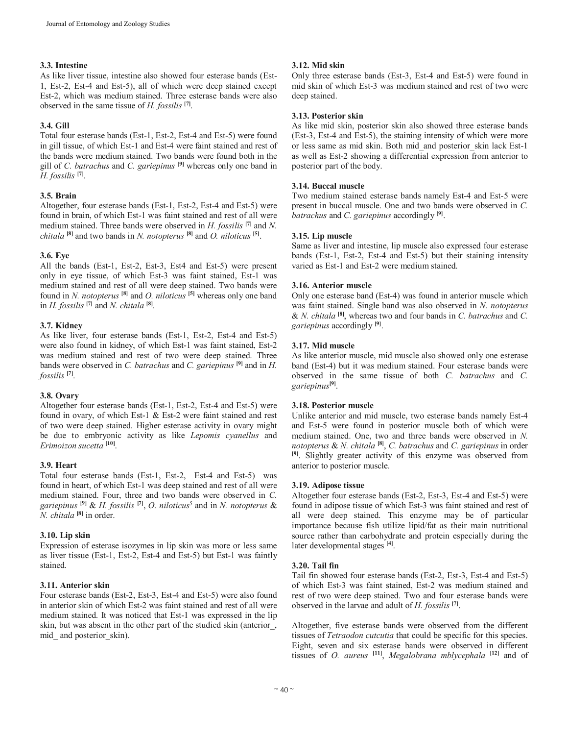### 3.3. Intestine

As like liver tissue, intestine also showed four esterase bands (Est-1, Est-2, Est-4 and Est-5), all of which were deep stained except Est-2, which was medium stained. Three esterase bands were also observed in the same tissue of *H. fossilis* [7].

### 3.4. Gill

Total four esterase bands (Est-1, Est-2, Est-4 and Est-5) were found in gill tissue, of which Est-1 and Est-4 were faint stained and rest of the bands were medium stained. Two bands were found both in the gill of *C. batrachus* and *C. gariepinus* [9] whereas only one band in *H. fossilis* [7].

### 3.5. Brain

Altogether, four esterase bands (Est-1, Est-2, Est-4 and Est-5) were found in brain, of which Est-1 was faint stained and rest of all were medium stained. Three bands were observed in *H. fossilis* [7] and *N. chitala* [8] and two bands in *N. notopterus* [8] and *O. niloticus* [5].

### 3.6. Eye

All the bands (Est-1, Est-2, Est-3, Est4 and Est-5) were present only in eye tissue, of which Est-3 was faint stained, Est-1 was medium stained and rest of all were deep stained. Two bands were found in *N. notopterus* [8] and *O. niloticus* [5] whereas only one band in *H. fossilis* [7] and *N. chitala* [8].

### 3.7. Kidney

As like liver, four esterase bands (Est-1, Est-2, Est-4 and Est-5) were also found in kidney, of which Est-1 was faint stained, Est-2 was medium stained and rest of two were deep stained. Three bands were observed in *C. batrachus* and *C. gariepinus* [9] and in *H. fossilis* [7].

### 3.8. Ovary

Altogether four esterase bands (Est-1, Est-2, Est-4 and Est-5) were found in ovary, of which Est-1 & Est-2 were faint stained and rest of two were deep stained. Higher esterase activity in ovary might be due to embryonic activity as like *Lepomis cyanellus* and *Erimoizon sucetta* [10].

### 3.9. Heart

Total four esterase bands (Est-1, Est-2, Est-4 and Est-5) was found in heart, of which Est-1 was deep stained and rest of all were medium stained. Four, three and two bands were observed in *C. gariepinus* [9] & *H. fossilis* [7], *O. niloticus*[5] and in *N. notopterus* & *N. chitala* [8] in order.

### 3.10. Lip skin

Expression of esterase isozymes in lip skin was more or less same as liver tissue (Est-1, Est-2, Est-4 and Est-5) but Est-1 was faintly stained.

### 3.11. Anterior skin

Four esterase bands (Est-2, Est-3, Est-4 and Est-5) were also found in anterior skin of which Est-2 was faint stained and rest of all were medium stained. It was noticed that Est-1 was expressed in the lip skin, but was absent in the other part of the studied skin (anterior_, mid_ and posterior_skin).

### 3.12. Mid skin

Only three esterase bands (Est-3, Est-4 and Est-5) were found in mid skin of which Est-3 was medium stained and rest of two were deep stained.

### 3.13. Posterior skin

As like mid skin, posterior skin also showed three esterase bands (Est-3, Est-4 and Est-5), the staining intensity of which were more or less same as mid skin. Both mid_and posterior_skin lack Est-1 as well as Est-2 showing a differential expression from anterior to posterior part of the body.

### 3.14. Buccal muscle

Two medium stained esterase bands namely Est-4 and Est-5 were present in buccal muscle. One and two bands were observed in *C. batrachus* and *C. gariepinus* accordingly [9].

### 3.15. Lip muscle

Same as liver and intestine, lip muscle also expressed four esterase bands (Est-1, Est-2, Est-4 and Est-5) but their staining intensity varied as Est-1 and Est-2 were medium stained.

### 3.16. Anterior muscle

Only one esterase band (Est-4) was found in anterior muscle which was faint stained. Single band was also observed in *N. notopterus* & *N. chitala* [8], whereas two and four bands in *C. batrachus* and *C. gariepinus* accordingly [9].

### 3.17. Mid muscle

As like anterior muscle, mid muscle also showed only one esterase band (Est-4) but it was medium stained. Four esterase bands were observed in the same tissue of both *C. batrachus* and *C. gariepinus*[9].

### 3.18. Posterior muscle

Unlike anterior and mid muscle, two esterase bands namely Est-4 and Est-5 were found in posterior muscle both of which were medium stained. One, two and three bands were observed in *N. notopterus* & *N. chitala* [8], *C. batrachus* and *C. gariepinus* in order [9]. Slightly greater activity of this enzyme was observed from anterior to posterior muscle.

### 3.19. Adipose tissue

Altogether four esterase bands (Est-2, Est-3, Est-4 and Est-5) were found in adipose tissue of which Est-3 was faint stained and rest of all were deep stained. This enzyme may be of particular importance because fish utilize lipid/fat as their main nutritional source rather than carbohydrate and protein especially during the later developmental stages [4].

### 3.20. Tail fin

Tail fin showed four esterase bands (Est-2, Est-3, Est-4 and Est-5) of which Est-3 was faint stained, Est-2 was medium stained and rest of two were deep stained. Two and four esterase bands were observed in the larvae and adult of *H. fossilis* [7].

Altogether, five esterase bands were observed from the different tissues of *Tetraodon cutcutia* that could be specific for this species. Eight, seven and six esterase bands were observed in different tissues of *O. aureus* [11], *Megalobrana mblycephala* [12] and of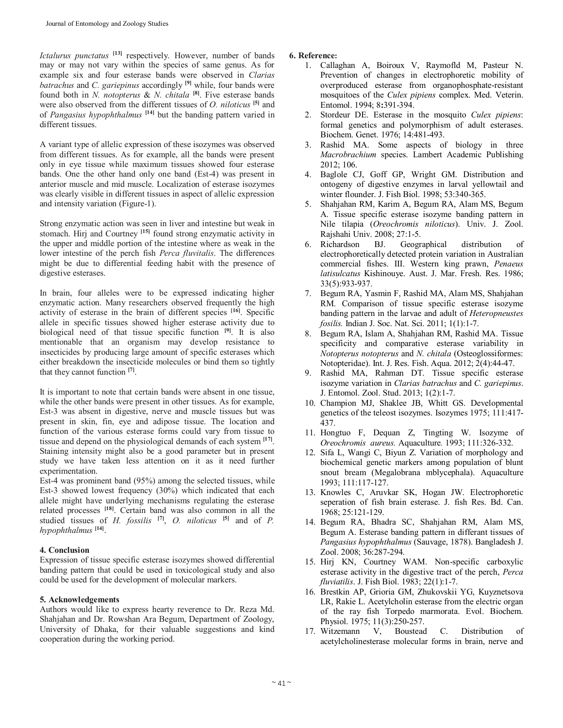*Ictalurus punctatus* [13] respectively. However, number of bands may or may not vary within the species of same genus. As for example six and four esterase bands were observed in *Clarias batrachus* and *C. gariepinus* accordingly [9] while, four bands were found both in *N. notopterus* & *N. chitala* [8]. Five esterase bands were also observed from the different tissues of *O. niloticus* [5] and of *Pangasius hypophthalmus* [14] but the banding pattern varied in different tissues.

A variant type of allelic expression of these isozymes was observed from different tissues. As for example, all the bands were present only in eye tissue while maximum tissues showed four esterase bands. One the other hand only one band (Est-4) was present in anterior muscle and mid muscle. Localization of esterase isozymes was clearly visible in different tissues in aspect of allelic expression and intensity variation (Figure-1).

Strong enzymatic action was seen in liver and intestine but weak in stomach. Hirj and Courtney [15] found strong enzymatic activity in the upper and middle portion of the intestine where as weak in the lower intestine of the perch fish *Perca fluvitalis*. The differences might be due to differential feeding habit with the presence of digestive esterases.

In brain, four alleles were to be expressed indicating higher enzymatic action. Many researchers observed frequently the high activity of esterase in the brain of different species [16]. Specific allele in specific tissues showed higher esterase activity due to biological need of that tissue specific function [9]. It is also mentionable that an organism may develop resistance to insecticides by producing large amount of specific esterases which either breakdown the insecticide molecules or bind them so tightly that they cannot function [7].

It is important to note that certain bands were absent in one tissue, while the other bands were present in other tissues. As for example, Est-3 was absent in digestive, nerve and muscle tissues but was present in skin, fin, eye and adipose tissue. The location and function of the various esterase forms could vary from tissue to tissue and depend on the physiological demands of each system [17]. Staining intensity might also be a good parameter but in present study we have taken less attention on it as it need further experimentation.
Est-4 was prominent band (95%) among the selected tissues, while Est-3 showed lowest frequency (30%) which indicated that each allele might have underlying mechanisms regulating the esterase related processes [18]. Certain band was also common in all the studied tissues of *H. fossilis* [7], *O. niloticus* [5] and of *P. hypophthalmus* [14].

## 4. Conclusion

Expression of tissue specific esterase isozymes showed differential banding pattern that could be used in toxicological study and also could be used for the development of molecular markers.

## 5. Acknowledgements

Authors would like to express hearty reverence to Dr. Reza Md. Shahjahan and Dr. Rowshan Ara Begum, Department of Zoology, University of Dhaka, for their valuable suggestions and kind cooperation during the working period.

## 6. Reference:

1. Callaghan A, Boiroux V, Raymofld M, Pasteur N. Prevention of changes in electrophoretic mobility of overproduced esterase from organophosphate-resistant mosquitoes of the *Culex pipiens* complex. Med. Veterin. Entomol. 1994; 8:391-394.
2. Stordeur DE. Esterase in the mosquito *Culex pipiens*: formal genetics and polymorphism of adult esterases. Biochem. Genet. 1976; 14:481-493.
3. Rashid MA. Some aspects of biology in three *Macrobrachium* species. Lambert Academic Publishing 2012; 106.
4. Baglole CJ, Goff GP, Wright GM. Distribution and ontogeny of digestive enzymes in larval yellowtail and winter flounder. J. Fish Biol. 1998; 53:340-365.
5. Shahjahan RM, Karim A, Begum RA, Alam MS, Begum A. Tissue specific esterase isozyme banding pattern in Nile tilapia (*Oreochromis niloticus*). Univ. J. Zool. Rajshahi Univ. 2008; 27:1-5.
6. Richardson BJ. Geographical distribution of electrophoretically detected protein variation in Australian commercial fishes. III. Western king prawn, *Penaeus latisulcatus* Kishinouye. Aust. J. Mar. Fresh. Res. 1986; 33(5):933-937.
7. Begum RA, Yasmin F, Rashid MA, Alam MS, Shahjahan RM. Comparison of tissue specific esterase isozyme banding pattern in the larvae and adult of *Heteropneustes fosilis.* Indian J. Soc. Nat. Sci. 2011; 1(1):1-7.
8. Begum RA, Islam A, Shahjahan RM, Rashid MA. Tissue specificity and comparative esterase variability in *Notopterus notopterus* and *N. chitala* (Osteoglossiformes: Notopteridae). Int. J. Res. Fish. Aqua. 2012; 2(4):44-47.
9. Rashid MA, Rahman DT. Tissue specific esterase isozyme variation in *Clarias batrachus* and *C. gariepinus*. J. Entomol. Zool. Stud. 2013; 1(2):1-7.
10. Champion MJ, Shaklee JB, Whitt GS. Developmental genetics of the teleost isozymes. Isozymes 1975; 111:417-437.
11. Hongtuo F, Dequan Z, Tingting W. Isozyme of *Oreochromis aureus.* Aquaculture. 1993; 111:326-332.
12. Sifa L, Wangi C, Biyun Z. Variation of morphology and biochemical genetic markers among population of blunt snout bream (Megalobrana mblycephala). Aquaculture 1993; 111:117-127.
13. Knowles C, Aruvkar SK, Hogan JW. Electrophoretic seperation of fish brain esterase. J. fish Res. Bd. Can. 1968; 25:121-129.
14. Begum RA, Bhadra SC, Shahjahan RM, Alam MS, Begum A. Esterase banding pattern in differant tissues of *Pangasius hypophthalmus* (Sauvage, 1878). Bangladesh J. Zool. 2008; 36:287-294.
15. Hirj KN, Courtney WAM. Non-specific carboxylic esterase activity in the digestive tract of the perch, *Perca fluviatilis*. J. Fish Biol. 1983; 22(1):1-7.
16. Brestkin AP, Grioria GM, Zhukovskii YG, Kuyznetsova LR, Rakie L. Acetylcholin esterase from the electric organ of the ray fish Torpedo marmorata. Evol. Biochem. Physiol. 1975; 11(3):250-257.
17. Witzemann V, Boustead C. Distribution of acetylcholinesterase molecular forms in brain, nerve and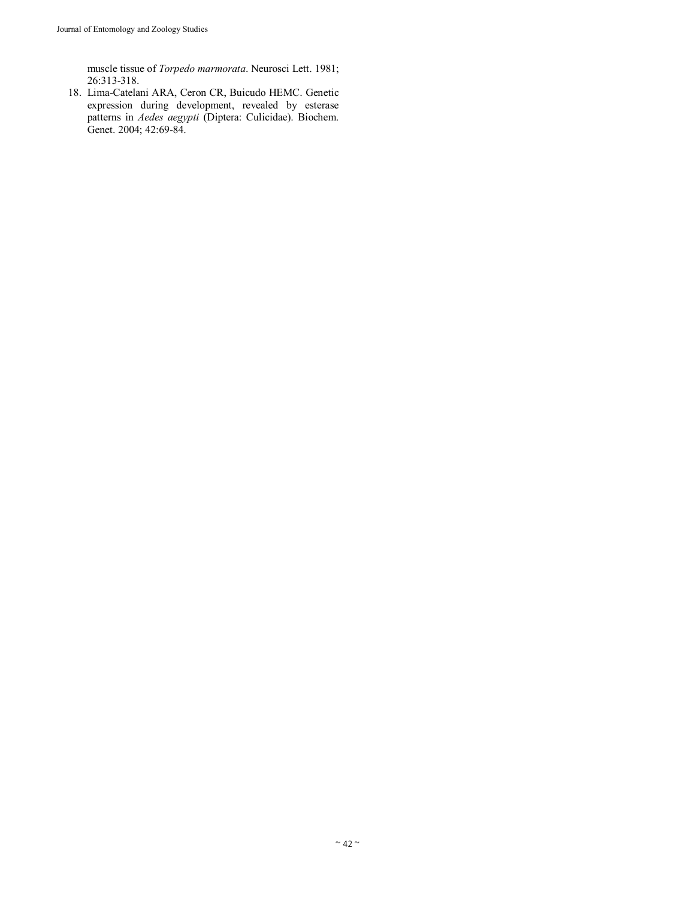muscle tissue of *Torpedo marmorata*. Neurosci Lett. 1981; 26:313-318.

18. Lima-Catelani ARA, Ceron CR, Buicudo HEMC. Genetic expression during development, revealed by esterase patterns in *Aedes aegypti* (Diptera: Culicidae). Biochem. Genet. 2004; 42:69-84.